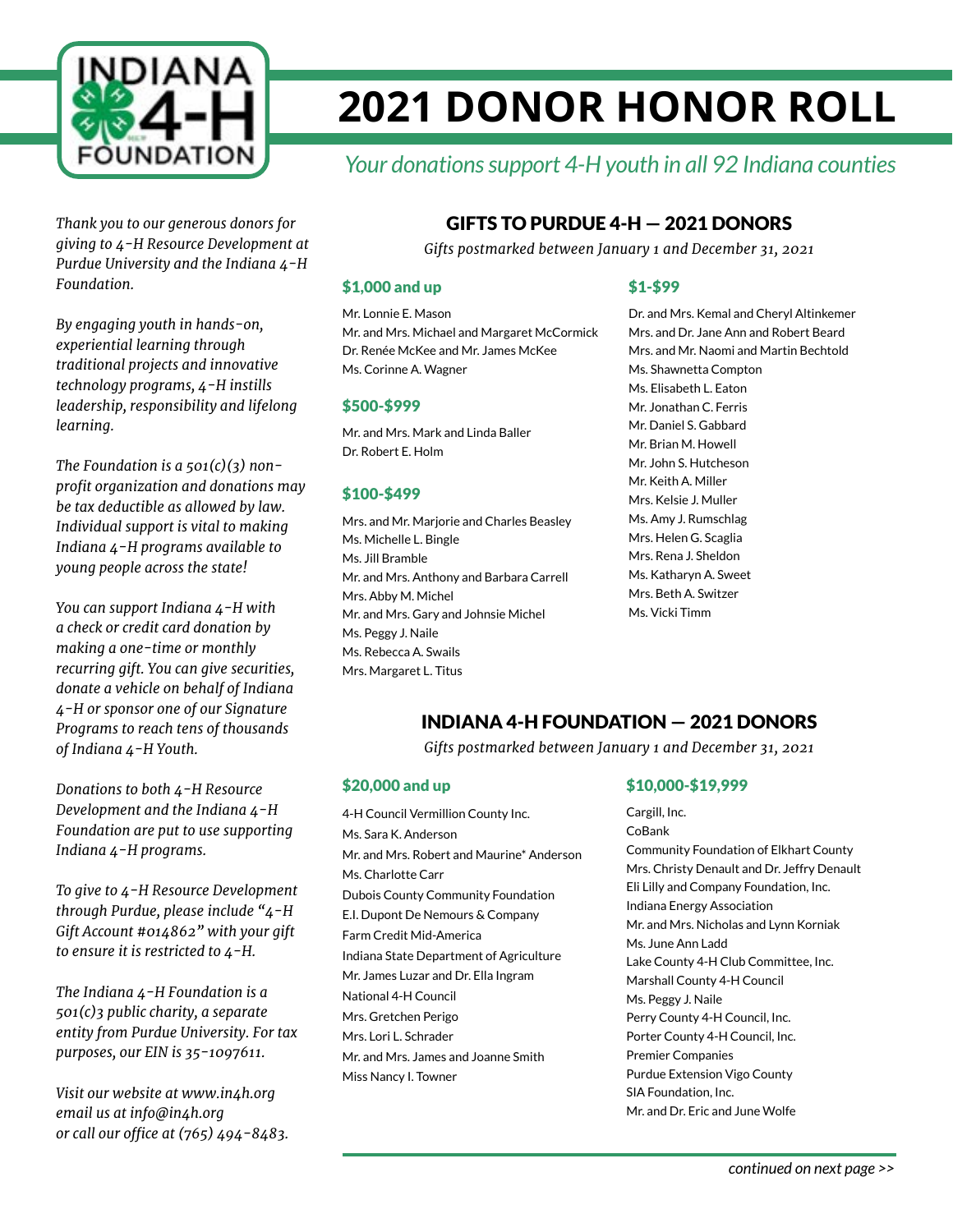# 2021 DONOR HONOR ROLL

*Your donations support 4-H youth in all 92 Indiana counties*

*Thank you to our generous donors for giving to 4-H Resource Development at Purdue University and the Indiana 4-H Foundation.*

*By engaging youth in hands-on, experiential learning through traditional projects and innovative technology programs, 4-H instills leadership, responsibility and lifelong learning.*

*The Foundation is a 501(c)(3) non-profit organization and donations may be tax deductible as allowed by law. Individual support is vital to making Indiana 4-H programs available to young people across the state!*

*You can support Indiana 4-H with a check or credit card donation by making a one-time or monthly recurring gift. You can give securities, donate a vehicle on behalf of Indiana 4-H or sponsor one of our Signature Programs to reach tens of thousands of Indiana 4-H Youth.*

*Donations to both 4-H Resource Development and the Indiana 4-H Foundation are put to use supporting Indiana 4-H programs.*

*To give to 4-H Resource Development through Purdue, please include "4-H Gift Account #014862" with your gift to ensure it is restricted to 4-H.*

*The Indiana 4-H Foundation is a 501(c)3 public charity, a separate entity from Purdue University. For tax purposes, our EIN is 35-1097611.*

*Visit our website at www.in4h.org*
*email us at info@in4h.org*
*or call our office at (765) 494-8483.*

## GIFTS TO PURDUE 4-H — 2021 DONORS

*Gifts postmarked between January 1 and December 31, 2021*

### $1,000 and up

Mr. Lonnie E. Mason
Mr. and Mrs. Michael and Margaret McCormick
Dr. Renée McKee and Mr. James McKee
Ms. Corinne A. Wagner

### $500-$999

Mr. and Mrs. Mark and Linda Baller
Dr. Robert E. Holm

### $100-$499

Mrs. and Mr. Marjorie and Charles Beasley
Ms. Michelle L. Bingle
Ms. Jill Bramble
Mr. and Mrs. Anthony and Barbara Carrell
Mrs. Abby M. Michel
Mr. and Mrs. Gary and Johnsie Michel
Ms. Peggy J. Naile
Ms. Rebecca A. Swails
Mrs. Margaret L. Titus

### $1-$99

Dr. and Mrs. Kemal and Cheryl Altinkemer
Mrs. and Dr. Jane Ann and Robert Beard
Mrs. and Mr. Naomi and Martin Bechtold
Ms. Shawnetta Compton
Ms. Elisabeth L. Eaton
Mr. Jonathan C. Ferris
Mr. Daniel S. Gabbard
Mr. Brian M. Howell
Mr. John S. Hutcheson
Mr. Keith A. Miller
Mrs. Kelsie J. Muller
Ms. Amy J. Rumschlag
Mrs. Helen G. Scaglia
Mrs. Rena J. Sheldon
Ms. Katharyn A. Sweet
Mrs. Beth A. Switzer
Ms. Vicki Timm

## INDIANA 4-H FOUNDATION — 2021 DONORS

*Gifts postmarked between January 1 and December 31, 2021*

### $20,000 and up

4-H Council Vermillion County Inc.
Ms. Sara K. Anderson
Mr. and Mrs. Robert and Maurine* Anderson
Ms. Charlotte Carr
Dubois County Community Foundation
E.I. Dupont De Nemours & Company
Farm Credit Mid-America
Indiana State Department of Agriculture
Mr. James Luzar and Dr. Ella Ingram
National 4-H Council
Mrs. Gretchen Perigo
Mrs. Lori L. Schrader
Mr. and Mrs. James and Joanne Smith
Miss Nancy I. Towner

### $10,000-$19,999

Cargill, Inc.
CoBank
Community Foundation of Elkhart County
Mrs. Christy Denault and Dr. Jeffry Denault
Eli Lilly and Company Foundation, Inc.
Indiana Energy Association
Mr. and Mrs. Nicholas and Lynn Korniak
Ms. June Ann Ladd
Lake County 4-H Club Committee, Inc.
Marshall County 4-H Council
Ms. Peggy J. Naile
Perry County 4-H Council, Inc.
Porter County 4-H Council, Inc.
Premier Companies
Purdue Extension Vigo County
SIA Foundation, Inc.
Mr. and Dr. Eric and June Wolfe

*continued on next page >>*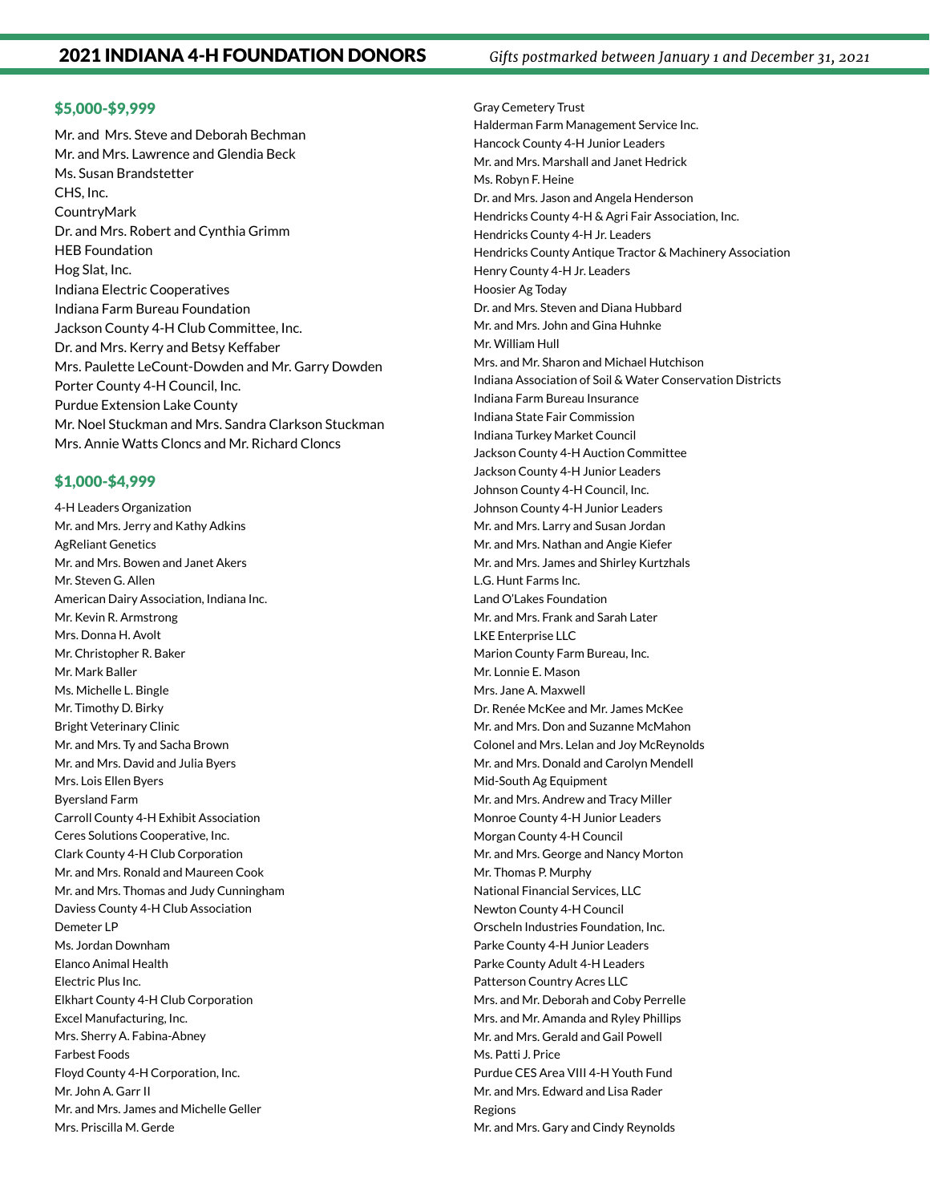# 2021 INDIANA 4-H FOUNDATION DONORS

*Gifts postmarked between January 1 and December 31, 2021*

## $5,000-$9,999

Mr. and  Mrs. Steve and Deborah Bechman
Mr. and Mrs. Lawrence and Glendia Beck
Ms. Susan Brandstetter
CHS, Inc.
CountryMark
Dr. and Mrs. Robert and Cynthia Grimm
HEB Foundation
Hog Slat, Inc.
Indiana Electric Cooperatives
Indiana Farm Bureau Foundation
Jackson County 4-H Club Committee, Inc.
Dr. and Mrs. Kerry and Betsy Keffaber
Mrs. Paulette LeCount-Dowden and Mr. Garry Dowden
Porter County 4-H Council, Inc.
Purdue Extension Lake County
Mr. Noel Stuckman and Mrs. Sandra Clarkson Stuckman
Mrs. Annie Watts Cloncs and Mr. Richard Cloncs

## $1,000-$4,999

4-H Leaders Organization
Mr. and Mrs. Jerry and Kathy Adkins
AgReliant Genetics
Mr. and Mrs. Bowen and Janet Akers
Mr. Steven G. Allen
American Dairy Association, Indiana Inc.
Mr. Kevin R. Armstrong
Mrs. Donna H. Avolt
Mr. Christopher R. Baker
Mr. Mark Baller
Ms. Michelle L. Bingle
Mr. Timothy D. Birky
Bright Veterinary Clinic
Mr. and Mrs. Ty and Sacha Brown
Mr. and Mrs. David and Julia Byers
Mrs. Lois Ellen Byers
Byersland Farm
Carroll County 4-H Exhibit Association
Ceres Solutions Cooperative, Inc.
Clark County 4-H Club Corporation
Mr. and Mrs. Ronald and Maureen Cook
Mr. and Mrs. Thomas and Judy Cunningham
Daviess County 4-H Club Association
Demeter LP
Ms. Jordan Downham
Elanco Animal Health
Electric Plus Inc.
Elkhart County 4-H Club Corporation
Excel Manufacturing, Inc.
Mrs. Sherry A. Fabina-Abney
Farbest Foods
Floyd County 4-H Corporation, Inc.
Mr. John A. Garr II
Mr. and Mrs. James and Michelle Geller
Mrs. Priscilla M. Gerde
Gray Cemetery Trust
Halderman Farm Management Service Inc.
Hancock County 4-H Junior Leaders
Mr. and Mrs. Marshall and Janet Hedrick
Ms. Robyn F. Heine
Dr. and Mrs. Jason and Angela Henderson
Hendricks County 4-H & Agri Fair Association, Inc.
Hendricks County 4-H Jr. Leaders
Hendricks County Antique Tractor & Machinery Association
Henry County 4-H Jr. Leaders
Hoosier Ag Today
Dr. and Mrs. Steven and Diana Hubbard
Mr. and Mrs. John and Gina Huhnke
Mr. William Hull
Mrs. and Mr. Sharon and Michael Hutchison
Indiana Association of Soil & Water Conservation Districts
Indiana Farm Bureau Insurance
Indiana State Fair Commission
Indiana Turkey Market Council
Jackson County 4-H Auction Committee
Jackson County 4-H Junior Leaders
Johnson County 4-H Council, Inc.
Johnson County 4-H Junior Leaders
Mr. and Mrs. Larry and Susan Jordan
Mr. and Mrs. Nathan and Angie Kiefer
Mr. and Mrs. James and Shirley Kurtzhals
L.G. Hunt Farms Inc.
Land O'Lakes Foundation
Mr. and Mrs. Frank and Sarah Later
LKE Enterprise LLC
Marion County Farm Bureau, Inc.
Mr. Lonnie E. Mason
Mrs. Jane A. Maxwell
Dr. Renée McKee and Mr. James McKee
Mr. and Mrs. Don and Suzanne McMahon
Colonel and Mrs. Lelan and Joy McReynolds
Mr. and Mrs. Donald and Carolyn Mendell
Mid-South Ag Equipment
Mr. and Mrs. Andrew and Tracy Miller
Monroe County 4-H Junior Leaders
Morgan County 4-H Council
Mr. and Mrs. George and Nancy Morton
Mr. Thomas P. Murphy
National Financial Services, LLC
Newton County 4-H Council
Orscheln Industries Foundation, Inc.
Parke County 4-H Junior Leaders
Parke County Adult 4-H Leaders
Patterson Country Acres LLC
Mrs. and Mr. Deborah and Coby Perrelle
Mrs. and Mr. Amanda and Ryley Phillips
Mr. and Mrs. Gerald and Gail Powell
Ms. Patti J. Price
Purdue CES Area VIII 4-H Youth Fund
Mr. and Mrs. Edward and Lisa Rader
Regions
Mr. and Mrs. Gary and Cindy Reynolds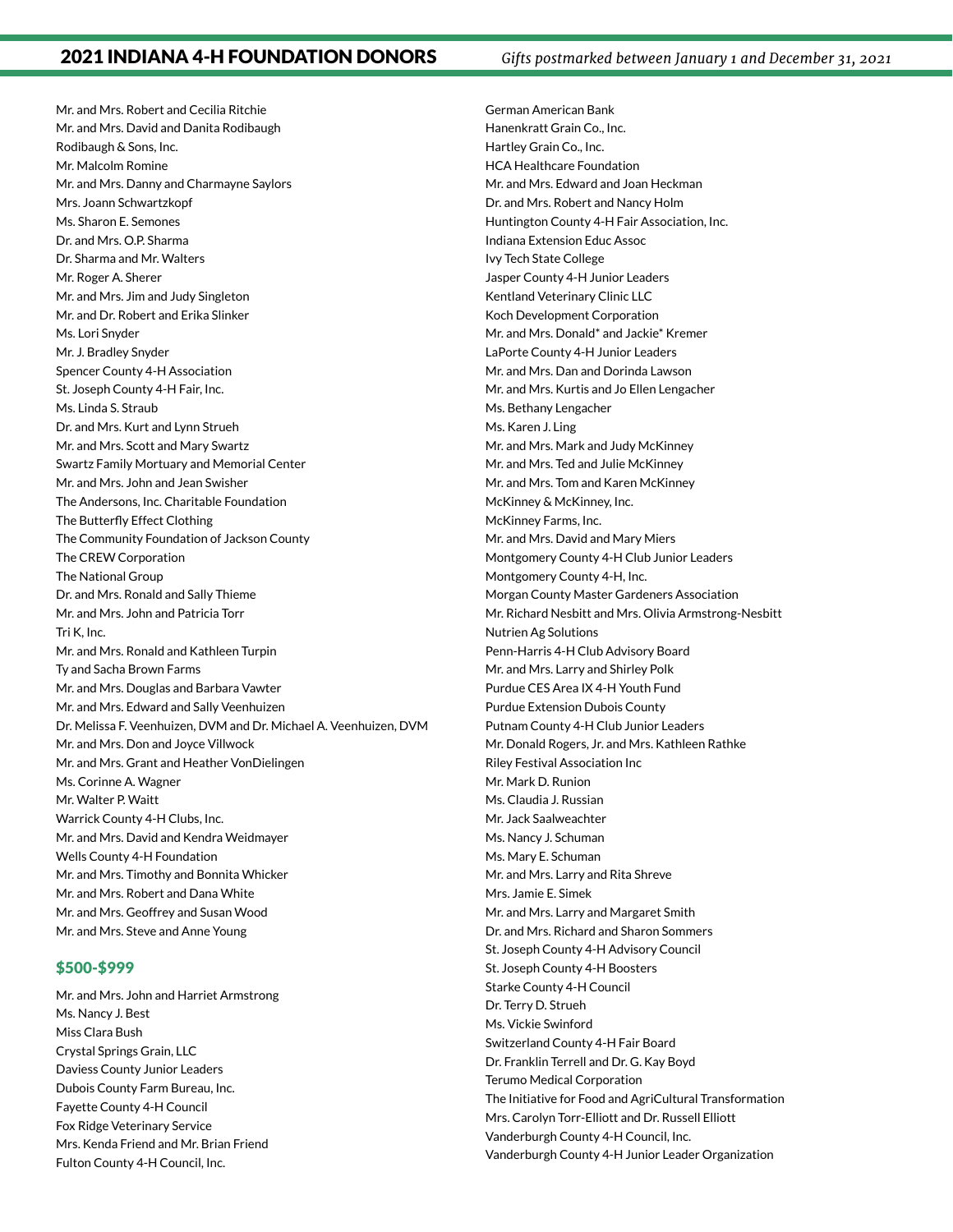Mr. and Mrs. Robert and Cecilia Ritchie
Mr. and Mrs. David and Danita Rodibaugh
Rodibaugh & Sons, Inc.
Mr. Malcolm Romine
Mr. and Mrs. Danny and Charmayne Saylors
Mrs. Joann Schwartzkopf
Ms. Sharon E. Semones
Dr. and Mrs. O.P. Sharma
Dr. Sharma and Mr. Walters
Mr. Roger A. Sherer
Mr. and Mrs. Jim and Judy Singleton
Mr. and Dr. Robert and Erika Slinker
Ms. Lori Snyder
Mr. J. Bradley Snyder
Spencer County 4-H Association
St. Joseph County 4-H Fair, Inc.
Ms. Linda S. Straub
Dr. and Mrs. Kurt and Lynn Strueh
Mr. and Mrs. Scott and Mary Swartz
Swartz Family Mortuary and Memorial Center
Mr. and Mrs. John and Jean Swisher
The Andersons, Inc. Charitable Foundation
The Butterfly Effect Clothing
The Community Foundation of Jackson County
The CREW Corporation
The National Group
Dr. and Mrs. Ronald and Sally Thieme
Mr. and Mrs. John and Patricia Torr
Tri K, Inc.
Mr. and Mrs. Ronald and Kathleen Turpin
Ty and Sacha Brown Farms
Mr. and Mrs. Douglas and Barbara Vawter
Mr. and Mrs. Edward and Sally Veenhuizen
Dr. Melissa F. Veenhuizen, DVM and Dr. Michael A. Veenhuizen, DVM
Mr. and Mrs. Don and Joyce Villwock
Mr. and Mrs. Grant and Heather VonDielingen
Ms. Corinne A. Wagner
Mr. Walter P. Waitt
Warrick County 4-H Clubs, Inc.
Mr. and Mrs. David and Kendra Weidmayer
Wells County 4-H Foundation
Mr. and Mrs. Timothy and Bonnita Whicker
Mr. and Mrs. Robert and Dana White
Mr. and Mrs. Geoffrey and Susan Wood
Mr. and Mrs. Steve and Anne Young

## $500-$999

Mr. and Mrs. John and Harriet Armstrong
Ms. Nancy J. Best
Miss Clara Bush
Crystal Springs Grain, LLC
Daviess County Junior Leaders
Dubois County Farm Bureau, Inc.
Fayette County 4-H Council
Fox Ridge Veterinary Service
Mrs. Kenda Friend and Mr. Brian Friend
Fulton County 4-H Council, Inc.
German American Bank
Hanenkratt Grain Co., Inc.
Hartley Grain Co., Inc.
HCA Healthcare Foundation
Mr. and Mrs. Edward and Joan Heckman
Dr. and Mrs. Robert and Nancy Holm
Huntington County 4-H Fair Association, Inc.
Indiana Extension Educ Assoc
Ivy Tech State College
Jasper County 4-H Junior Leaders
Kentland Veterinary Clinic LLC
Koch Development Corporation
Mr. and Mrs. Donald* and Jackie* Kremer
LaPorte County 4-H Junior Leaders
Mr. and Mrs. Dan and Dorinda Lawson
Mr. and Mrs. Kurtis and Jo Ellen Lengacher
Ms. Bethany Lengacher
Ms. Karen J. Ling
Mr. and Mrs. Mark and Judy McKinney
Mr. and Mrs. Ted and Julie McKinney
Mr. and Mrs. Tom and Karen McKinney
McKinney & McKinney, Inc.
McKinney Farms, Inc.
Mr. and Mrs. David and Mary Miers
Montgomery County 4-H Club Junior Leaders
Montgomery County 4-H, Inc.
Morgan County Master Gardeners Association
Mr. Richard Nesbitt and Mrs. Olivia Armstrong-Nesbitt
Nutrien Ag Solutions
Penn-Harris 4-H Club Advisory Board
Mr. and Mrs. Larry and Shirley Polk
Purdue CES Area IX 4-H Youth Fund
Purdue Extension Dubois County
Putnam County 4-H Club Junior Leaders
Mr. Donald Rogers, Jr. and Mrs. Kathleen Rathke
Riley Festival Association Inc
Mr. Mark D. Runion
Ms. Claudia J. Russian
Mr. Jack Saalweachter
Ms. Nancy J. Schuman
Ms. Mary E. Schuman
Mr. and Mrs. Larry and Rita Shreve
Mrs. Jamie E. Simek
Mr. and Mrs. Larry and Margaret Smith
Dr. and Mrs. Richard and Sharon Sommers
St. Joseph County 4-H Advisory Council
St. Joseph County 4-H Boosters
Starke County 4-H Council
Dr. Terry D. Strueh
Ms. Vickie Swinford
Switzerland County 4-H Fair Board
Dr. Franklin Terrell and Dr. G. Kay Boyd
Terumo Medical Corporation
The Initiative for Food and AgriCultural Transformation
Mrs. Carolyn Torr-Elliott and Dr. Russell Elliott
Vanderburgh County 4-H Council, Inc.
Vanderburgh County 4-H Junior Leader Organization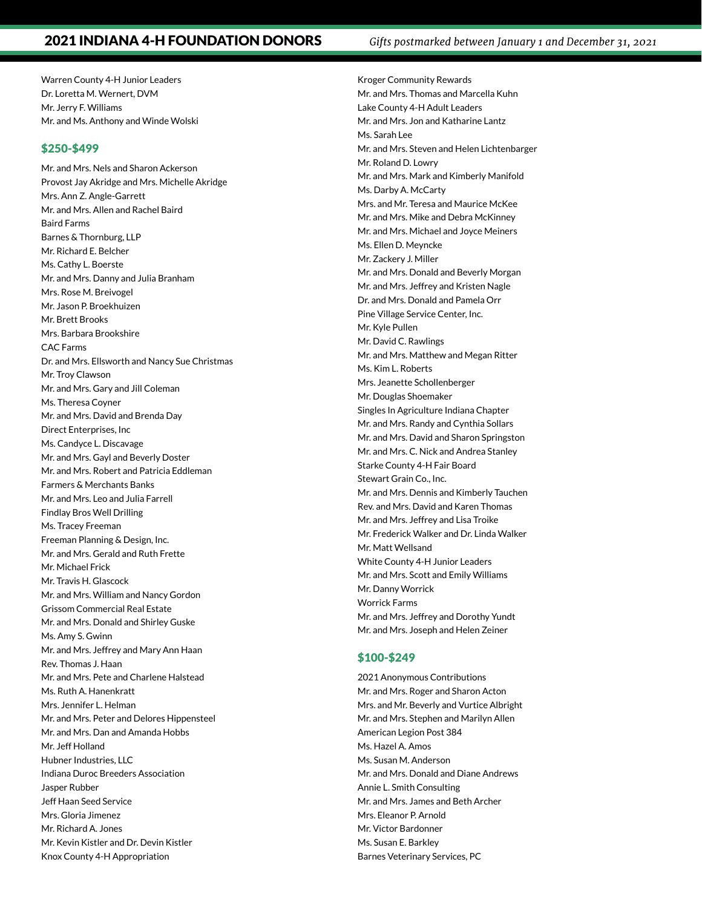Warren County 4-H Junior Leaders
Dr. Loretta M. Wernert, DVM
Mr. Jerry F. Williams
Mr. and Ms. Anthony and Winde Wolski

## $250-$499

Mr. and Mrs. Nels and Sharon Ackerson
Provost Jay Akridge and Mrs. Michelle Akridge
Mrs. Ann Z. Angle-Garrett
Mr. and Mrs. Allen and Rachel Baird
Baird Farms
Barnes & Thornburg, LLP
Mr. Richard E. Belcher
Ms. Cathy L. Boerste
Mr. and Mrs. Danny and Julia Branham
Mrs. Rose M. Breivogel
Mr. Jason P. Broekhuizen
Mr. Brett Brooks
Mrs. Barbara Brookshire
CAC Farms
Dr. and Mrs. Ellsworth and Nancy Sue Christmas
Mr. Troy Clawson
Mr. and Mrs. Gary and Jill Coleman
Ms. Theresa Coyner
Mr. and Mrs. David and Brenda Day
Direct Enterprises, Inc
Ms. Candyce L. Discavage
Mr. and Mrs. Gayl and Beverly Doster
Mr. and Mrs. Robert and Patricia Eddleman
Farmers & Merchants Banks
Mr. and Mrs. Leo and Julia Farrell
Findlay Bros Well Drilling
Ms. Tracey Freeman
Freeman Planning & Design, Inc.
Mr. and Mrs. Gerald and Ruth Frette
Mr. Michael Frick
Mr. Travis H. Glascock
Mr. and Mrs. William and Nancy Gordon
Grissom Commercial Real Estate
Mr. and Mrs. Donald and Shirley Guske
Ms. Amy S. Gwinn
Mr. and Mrs. Jeffrey and Mary Ann Haan
Rev. Thomas J. Haan
Mr. and Mrs. Pete and Charlene Halstead
Ms. Ruth A. Hanenkratt
Mrs. Jennifer L. Helman
Mr. and Mrs. Peter and Delores Hippensteel
Mr. and Mrs. Dan and Amanda Hobbs
Mr. Jeff Holland
Hubner Industries, LLC
Indiana Duroc Breeders Association
Jasper Rubber
Jeff Haan Seed Service
Mrs. Gloria Jimenez
Mr. Richard A. Jones
Mr. Kevin Kistler and Dr. Devin Kistler
Knox County 4-H Appropriation
Kroger Community Rewards
Mr. and Mrs. Thomas and Marcella Kuhn
Lake County 4-H Adult Leaders
Mr. and Mrs. Jon and Katharine Lantz
Ms. Sarah Lee
Mr. and Mrs. Steven and Helen Lichtenbarger
Mr. Roland D. Lowry
Mr. and Mrs. Mark and Kimberly Manifold
Ms. Darby A. McCarty
Mrs. and Mr. Teresa and Maurice McKee
Mr. and Mrs. Mike and Debra McKinney
Mr. and Mrs. Michael and Joyce Meiners
Ms. Ellen D. Meyncke
Mr. Zackery J. Miller
Mr. and Mrs. Donald and Beverly Morgan
Mr. and Mrs. Jeffrey and Kristen Nagle
Dr. and Mrs. Donald and Pamela Orr
Pine Village Service Center, Inc.
Mr. Kyle Pullen
Mr. David C. Rawlings
Mr. and Mrs. Matthew and Megan Ritter
Ms. Kim L. Roberts
Mrs. Jeanette Schollenberger
Mr. Douglas Shoemaker
Singles In Agriculture Indiana Chapter
Mr. and Mrs. Randy and Cynthia Sollars
Mr. and Mrs. David and Sharon Springston
Mr. and Mrs. C. Nick and Andrea Stanley
Starke County 4-H Fair Board
Stewart Grain Co., Inc.
Mr. and Mrs. Dennis and Kimberly Tauchen
Rev. and Mrs. David and Karen Thomas
Mr. and Mrs. Jeffrey and Lisa Troike
Mr. Frederick Walker and Dr. Linda Walker
Mr. Matt Wellsand
White County 4-H Junior Leaders
Mr. and Mrs. Scott and Emily Williams
Mr. Danny Worrick
Worrick Farms
Mr. and Mrs. Jeffrey and Dorothy Yundt
Mr. and Mrs. Joseph and Helen Zeiner

## $100-$249

2021 Anonymous Contributions
Mr. and Mrs. Roger and Sharon Acton
Mrs. and Mr. Beverly and Vurtice Albright
Mr. and Mrs. Stephen and Marilyn Allen
American Legion Post 384
Ms. Hazel A. Amos
Ms. Susan M. Anderson
Mr. and Mrs. Donald and Diane Andrews
Annie L. Smith Consulting
Mr. and Mrs. James and Beth Archer
Mrs. Eleanor P. Arnold
Mr. Victor Bardonner
Ms. Susan E. Barkley
Barnes Veterinary Services, PC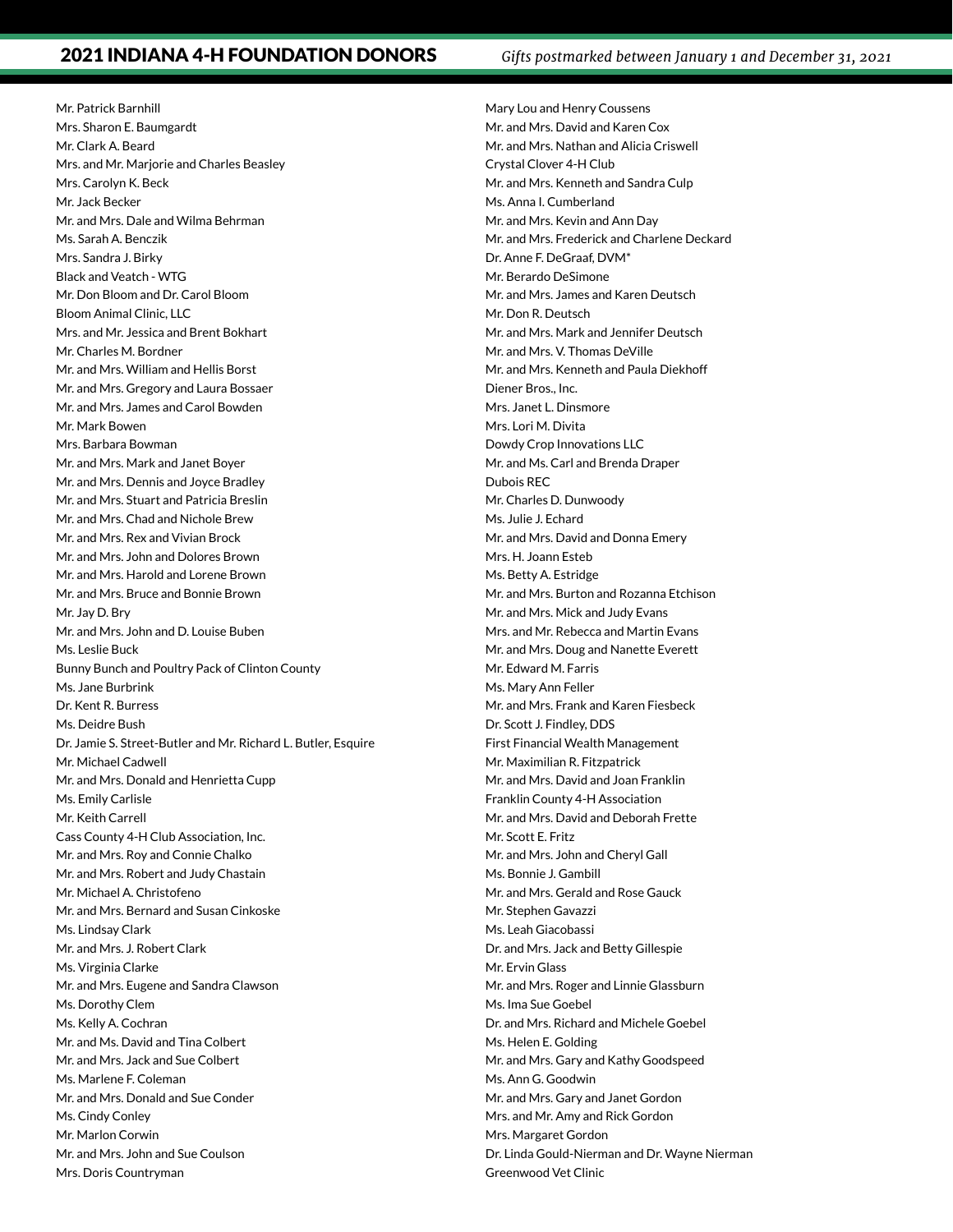Mr. Patrick Barnhill
Mrs. Sharon E. Baumgardt
Mr. Clark A. Beard
Mrs. and Mr. Marjorie and Charles Beasley
Mrs. Carolyn K. Beck
Mr. Jack Becker
Mr. and Mrs. Dale and Wilma Behrman
Ms. Sarah A. Benczik
Mrs. Sandra J. Birky
Black and Veatch - WTG
Mr. Don Bloom and Dr. Carol Bloom
Bloom Animal Clinic, LLC
Mrs. and Mr. Jessica and Brent Bokhart
Mr. Charles M. Bordner
Mr. and Mrs. William and Hellis Borst
Mr. and Mrs. Gregory and Laura Bossaer
Mr. and Mrs. James and Carol Bowden
Mr. Mark Bowen
Mrs. Barbara Bowman
Mr. and Mrs. Mark and Janet Boyer
Mr. and Mrs. Dennis and Joyce Bradley
Mr. and Mrs. Stuart and Patricia Breslin
Mr. and Mrs. Chad and Nichole Brew
Mr. and Mrs. Rex and Vivian Brock
Mr. and Mrs. John and Dolores Brown
Mr. and Mrs. Harold and Lorene Brown
Mr. and Mrs. Bruce and Bonnie Brown
Mr. Jay D. Bry
Mr. and Mrs. John and D. Louise Buben
Ms. Leslie Buck
Bunny Bunch and Poultry Pack of Clinton County
Ms. Jane Burbrink
Dr. Kent R. Burress
Ms. Deidre Bush
Dr. Jamie S. Street-Butler and Mr. Richard L. Butler, Esquire
Mr. Michael Cadwell
Mr. and Mrs. Donald and Henrietta Cupp
Ms. Emily Carlisle
Mr. Keith Carrell
Cass County 4-H Club Association, Inc.
Mr. and Mrs. Roy and Connie Chalko
Mr. and Mrs. Robert and Judy Chastain
Mr. Michael A. Christofeno
Mr. and Mrs. Bernard and Susan Cinkoske
Ms. Lindsay Clark
Mr. and Mrs. J. Robert Clark
Ms. Virginia Clarke
Mr. and Mrs. Eugene and Sandra Clawson
Ms. Dorothy Clem
Ms. Kelly A. Cochran
Mr. and Ms. David and Tina Colbert
Mr. and Mrs. Jack and Sue Colbert
Ms. Marlene F. Coleman
Mr. and Mrs. Donald and Sue Conder
Ms. Cindy Conley
Mr. Marlon Corwin
Mr. and Mrs. John and Sue Coulson
Mrs. Doris Countryman
Mary Lou and Henry Coussens
Mr. and Mrs. David and Karen Cox
Mr. and Mrs. Nathan and Alicia Criswell
Crystal Clover 4-H Club
Mr. and Mrs. Kenneth and Sandra Culp
Ms. Anna I. Cumberland
Mr. and Mrs. Kevin and Ann Day
Mr. and Mrs. Frederick and Charlene Deckard
Dr. Anne F. DeGraaf, DVM*
Mr. Berardo DeSimone
Mr. and Mrs. James and Karen Deutsch
Mr. Don R. Deutsch
Mr. and Mrs. Mark and Jennifer Deutsch
Mr. and Mrs. V. Thomas DeVille
Mr. and Mrs. Kenneth and Paula Diekhoff
Diener Bros., Inc.
Mrs. Janet L. Dinsmore
Mrs. Lori M. Divita
Dowdy Crop Innovations LLC
Mr. and Ms. Carl and Brenda Draper
Dubois REC
Mr. Charles D. Dunwoody
Ms. Julie J. Echard
Mr. and Mrs. David and Donna Emery
Mrs. H. Joann Esteb
Ms. Betty A. Estridge
Mr. and Mrs. Burton and Rozanna Etchison
Mr. and Mrs. Mick and Judy Evans
Mrs. and Mr. Rebecca and Martin Evans
Mr. and Mrs. Doug and Nanette Everett
Mr. Edward M. Farris
Ms. Mary Ann Feller
Mr. and Mrs. Frank and Karen Fiesbeck
Dr. Scott J. Findley, DDS
First Financial Wealth Management
Mr. Maximilian R. Fitzpatrick
Mr. and Mrs. David and Joan Franklin
Franklin County 4-H Association
Mr. and Mrs. David and Deborah Frette
Mr. Scott E. Fritz
Mr. and Mrs. John and Cheryl Gall
Ms. Bonnie J. Gambill
Mr. and Mrs. Gerald and Rose Gauck
Mr. Stephen Gavazzi
Ms. Leah Giacobassi
Dr. and Mrs. Jack and Betty Gillespie
Mr. Ervin Glass
Mr. and Mrs. Roger and Linnie Glassburn
Ms. Ima Sue Goebel
Dr. and Mrs. Richard and Michele Goebel
Ms. Helen E. Golding
Mr. and Mrs. Gary and Kathy Goodspeed
Ms. Ann G. Goodwin
Mr. and Mrs. Gary and Janet Gordon
Mrs. and Mr. Amy and Rick Gordon
Mrs. Margaret Gordon
Dr. Linda Gould-Nierman and Dr. Wayne Nierman
Greenwood Vet Clinic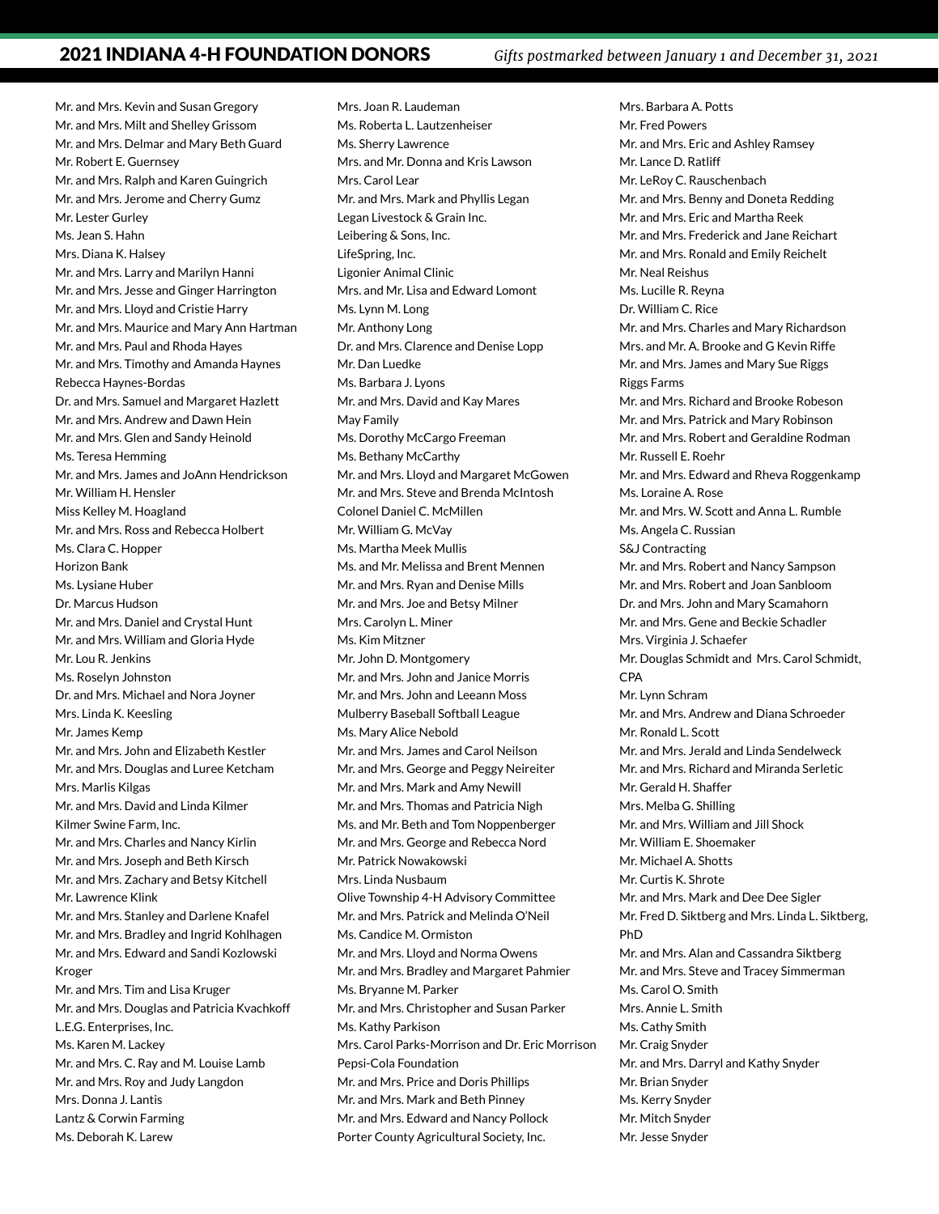## 2021 INDIANA 4-H FOUNDATION DONORS

*Gifts postmarked between January 1 and December 31, 2021*

Mr. and Mrs. Kevin and Susan Gregory
Mr. and Mrs. Milt and Shelley Grissom
Mr. and Mrs. Delmar and Mary Beth Guard
Mr. Robert E. Guernsey
Mr. and Mrs. Ralph and Karen Guingrich
Mr. and Mrs. Jerome and Cherry Gumz
Mr. Lester Gurley
Ms. Jean S. Hahn
Mrs. Diana K. Halsey
Mr. and Mrs. Larry and Marilyn Hanni
Mr. and Mrs. Jesse and Ginger Harrington
Mr. and Mrs. Lloyd and Cristie Harry
Mr. and Mrs. Maurice and Mary Ann Hartman
Mr. and Mrs. Paul and Rhoda Hayes
Mr. and Mrs. Timothy and Amanda Haynes
Rebecca Haynes-Bordas
Dr. and Mrs. Samuel and Margaret Hazlett
Mr. and Mrs. Andrew and Dawn Hein
Mr. and Mrs. Glen and Sandy Heinold
Ms. Teresa Hemming
Mr. and Mrs. James and JoAnn Hendrickson
Mr. William H. Hensler
Miss Kelley M. Hoagland
Mr. and Mrs. Ross and Rebecca Holbert
Ms. Clara C. Hopper
Horizon Bank
Ms. Lysiane Huber
Dr. Marcus Hudson
Mr. and Mrs. Daniel and Crystal Hunt
Mr. and Mrs. William and Gloria Hyde
Mr. Lou R. Jenkins
Ms. Roselyn Johnston
Dr. and Mrs. Michael and Nora Joyner
Mrs. Linda K. Keesling
Mr. James Kemp
Mr. and Mrs. John and Elizabeth Kestler
Mr. and Mrs. Douglas and Luree Ketcham
Mrs. Marlis Kilgas
Mr. and Mrs. David and Linda Kilmer
Kilmer Swine Farm, Inc.
Mr. and Mrs. Charles and Nancy Kirlin
Mr. and Mrs. Joseph and Beth Kirsch
Mr. and Mrs. Zachary and Betsy Kitchell
Mr. Lawrence Klink
Mr. and Mrs. Stanley and Darlene Knafel
Mr. and Mrs. Bradley and Ingrid Kohlhagen
Mr. and Mrs. Edward and Sandi Kozlowski
Kroger
Mr. and Mrs. Tim and Lisa Kruger
Mr. and Mrs. Douglas and Patricia Kvachkoff
L.E.G. Enterprises, Inc.
Ms. Karen M. Lackey
Mr. and Mrs. C. Ray and M. Louise Lamb
Mr. and Mrs. Roy and Judy Langdon
Mrs. Donna J. Lantis
Lantz & Corwin Farming
Ms. Deborah K. Larew
Mrs. Joan R. Laudeman
Ms. Roberta L. Lautzenheiser
Ms. Sherry Lawrence
Mrs. and Mr. Donna and Kris Lawson
Mrs. Carol Lear
Mr. and Mrs. Mark and Phyllis Legan
Legan Livestock & Grain Inc.
Leibering & Sons, Inc.
LifeSpring, Inc.
Ligonier Animal Clinic
Mrs. and Mr. Lisa and Edward Lomont
Ms. Lynn M. Long
Mr. Anthony Long
Dr. and Mrs. Clarence and Denise Lopp
Mr. Dan Luedke
Ms. Barbara J. Lyons
Mr. and Mrs. David and Kay Mares
May Family
Ms. Dorothy McCargo Freeman
Ms. Bethany McCarthy
Mr. and Mrs. Lloyd and Margaret McGowen
Mr. and Mrs. Steve and Brenda McIntosh
Colonel Daniel C. McMillen
Mr. William G. McVay
Ms. Martha Meek Mullis
Ms. and Mr. Melissa and Brent Mennen
Mr. and Mrs. Ryan and Denise Mills
Mr. and Mrs. Joe and Betsy Milner
Mrs. Carolyn L. Miner
Ms. Kim Mitzner
Mr. John D. Montgomery
Mr. and Mrs. John and Janice Morris
Mr. and Mrs. John and Leeann Moss
Mulberry Baseball Softball League
Ms. Mary Alice Nebold
Mr. and Mrs. James and Carol Neilson
Mr. and Mrs. George and Peggy Neireiter
Mr. and Mrs. Mark and Amy Newill
Mr. and Mrs. Thomas and Patricia Nigh
Ms. and Mr. Beth and Tom Noppenberger
Mr. and Mrs. George and Rebecca Nord
Mr. Patrick Nowakowski
Mrs. Linda Nusbaum
Olive Township 4-H Advisory Committee
Mr. and Mrs. Patrick and Melinda O'Neil
Ms. Candice M. Ormiston
Mr. and Mrs. Lloyd and Norma Owens
Mr. and Mrs. Bradley and Margaret Pahmier
Ms. Bryanne M. Parker
Mr. and Mrs. Christopher and Susan Parker
Ms. Kathy Parkison
Mrs. Carol Parks-Morrison and Dr. Eric Morrison
Pepsi-Cola Foundation
Mr. and Mrs. Price and Doris Phillips
Mr. and Mrs. Mark and Beth Pinney
Mr. and Mrs. Edward and Nancy Pollock
Porter County Agricultural Society, Inc.
Mrs. Barbara A. Potts
Mr. Fred Powers
Mr. and Mrs. Eric and Ashley Ramsey
Mr. Lance D. Ratliff
Mr. LeRoy C. Rauschenbach
Mr. and Mrs. Benny and Doneta Redding
Mr. and Mrs. Eric and Martha Reek
Mr. and Mrs. Frederick and Jane Reichart
Mr. and Mrs. Ronald and Emily Reichelt
Mr. Neal Reishus
Ms. Lucille R. Reyna
Dr. William C. Rice
Mr. and Mrs. Charles and Mary Richardson
Mrs. and Mr. A. Brooke and G Kevin Riffe
Mr. and Mrs. James and Mary Sue Riggs
Riggs Farms
Mr. and Mrs. Richard and Brooke Robeson
Mr. and Mrs. Patrick and Mary Robinson
Mr. and Mrs. Robert and Geraldine Rodman
Mr. Russell E. Roehr
Mr. and Mrs. Edward and Rheva Roggenkamp
Ms. Loraine A. Rose
Mr. and Mrs. W. Scott and Anna L. Rumble
Ms. Angela C. Russian
S&J Contracting
Mr. and Mrs. Robert and Nancy Sampson
Mr. and Mrs. Robert and Joan Sanbloom
Dr. and Mrs. John and Mary Scamahorn
Mr. and Mrs. Gene and Beckie Schadler
Mrs. Virginia J. Schaefer
Mr. Douglas Schmidt and Mrs. Carol Schmidt, CPA
Mr. Lynn Schram
Mr. and Mrs. Andrew and Diana Schroeder
Mr. Ronald L. Scott
Mr. and Mrs. Jerald and Linda Sendelweck
Mr. and Mrs. Richard and Miranda Serletic
Mr. Gerald H. Shaffer
Mrs. Melba G. Shilling
Mr. and Mrs. William and Jill Shock
Mr. William E. Shoemaker
Mr. Michael A. Shotts
Mr. Curtis K. Shrote
Mr. and Mrs. Mark and Dee Dee Sigler
Mr. Fred D. Siktberg and Mrs. Linda L. Siktberg, PhD
Mr. and Mrs. Alan and Cassandra Siktberg
Mr. and Mrs. Steve and Tracey Simmerman
Ms. Carol O. Smith
Mrs. Annie L. Smith
Ms. Cathy Smith
Mr. Craig Snyder
Mr. and Mrs. Darryl and Kathy Snyder
Mr. Brian Snyder
Ms. Kerry Snyder
Mr. Mitch Snyder
Mr. Jesse Snyder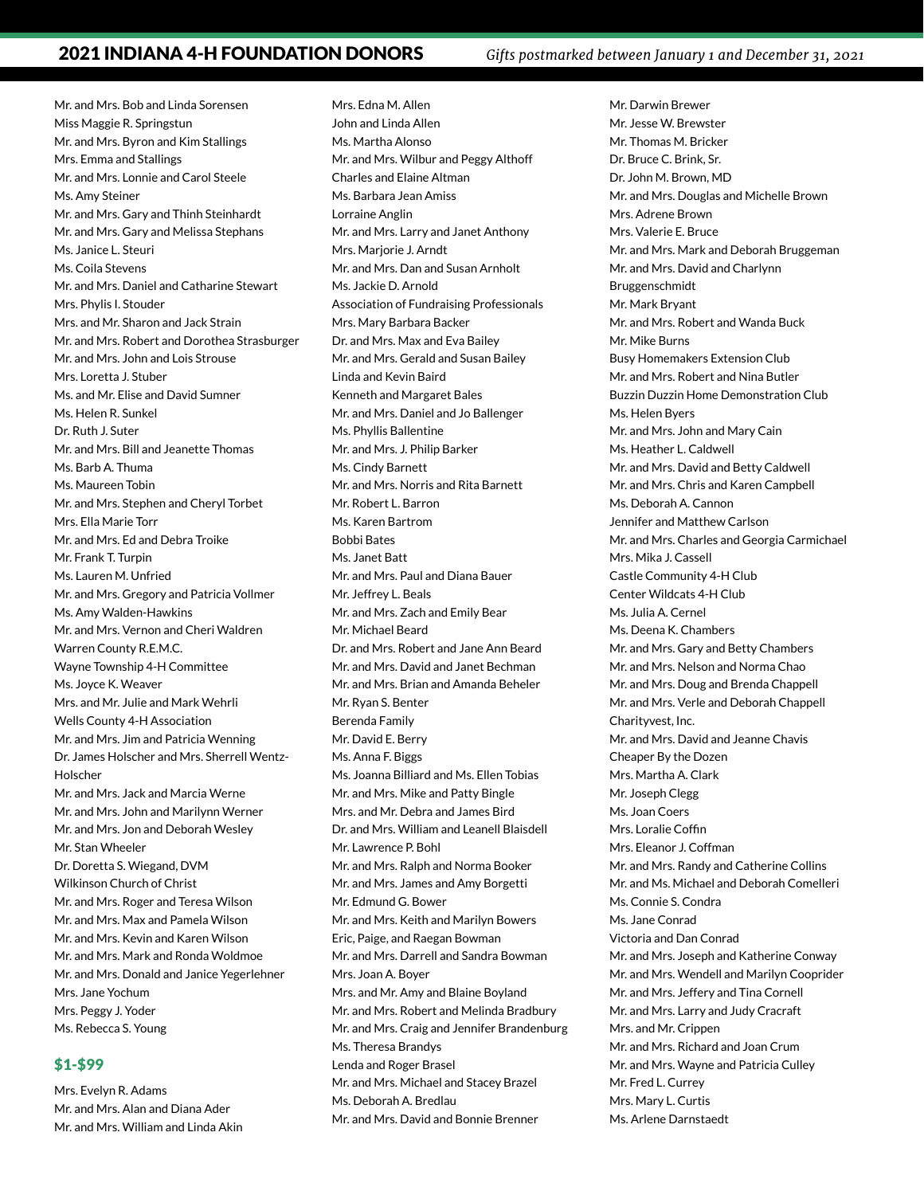Mr. and Mrs. Bob and Linda Sorensen
Miss Maggie R. Springstun
Mr. and Mrs. Byron and Kim Stallings
Mrs. Emma and Stallings
Mr. and Mrs. Lonnie and Carol Steele
Ms. Amy Steiner
Mr. and Mrs. Gary and Thinh Steinhardt
Mr. and Mrs. Gary and Melissa Stephans
Ms. Janice L. Steuri
Ms. Coila Stevens
Mr. and Mrs. Daniel and Catharine Stewart
Mrs. Phylis I. Stouder
Mrs. and Mr. Sharon and Jack Strain
Mr. and Mrs. Robert and Dorothea Strasburger
Mr. and Mrs. John and Lois Strouse
Mrs. Loretta J. Stuber
Ms. and Mr. Elise and David Sumner
Ms. Helen R. Sunkel
Dr. Ruth J. Suter
Mr. and Mrs. Bill and Jeanette Thomas
Ms. Barb A. Thuma
Ms. Maureen Tobin
Mr. and Mrs. Stephen and Cheryl Torbet
Mrs. Ella Marie Torr
Mr. and Mrs. Ed and Debra Troike
Mr. Frank T. Turpin
Ms. Lauren M. Unfried
Mr. and Mrs. Gregory and Patricia Vollmer
Ms. Amy Walden-Hawkins
Mr. and Mrs. Vernon and Cheri Waldren
Warren County R.E.M.C.
Wayne Township 4-H Committee
Ms. Joyce K. Weaver
Mrs. and Mr. Julie and Mark Wehrli
Wells County 4-H Association
Mr. and Mrs. Jim and Patricia Wenning
Dr. James Holscher and Mrs. Sherrell Wentz-Holscher
Mr. and Mrs. Jack and Marcia Werne
Mr. and Mrs. John and Marilynn Werner
Mr. and Mrs. Jon and Deborah Wesley
Mr. Stan Wheeler
Dr. Doretta S. Wiegand, DVM
Wilkinson Church of Christ
Mr. and Mrs. Roger and Teresa Wilson
Mr. and Mrs. Max and Pamela Wilson
Mr. and Mrs. Kevin and Karen Wilson
Mr. and Mrs. Mark and Ronda Woldmoe
Mr. and Mrs. Donald and Janice Yegerlehner
Mrs. Jane Yochum
Mrs. Peggy J. Yoder
Ms. Rebecca S. Young

## $1-$99

Mrs. Evelyn R. Adams
Mr. and Mrs. Alan and Diana Ader
Mr. and Mrs. William and Linda Akin
Mrs. Edna M. Allen
John and Linda Allen
Ms. Martha Alonso
Mr. and Mrs. Wilbur and Peggy Althoff
Charles and Elaine Altman
Ms. Barbara Jean Amiss
Lorraine Anglin
Mr. and Mrs. Larry and Janet Anthony
Mrs. Marjorie J. Arndt
Mr. and Mrs. Dan and Susan Arnholt
Ms. Jackie D. Arnold
Association of Fundraising Professionals
Mrs. Mary Barbara Backer
Dr. and Mrs. Max and Eva Bailey
Mr. and Mrs. Gerald and Susan Bailey
Linda and Kevin Baird
Kenneth and Margaret Bales
Mr. and Mrs. Daniel and Jo Ballenger
Ms. Phyllis Ballentine
Mr. and Mrs. J. Philip Barker
Ms. Cindy Barnett
Mr. and Mrs. Norris and Rita Barnett
Mr. Robert L. Barron
Ms. Karen Bartrom
Bobbi Bates
Ms. Janet Batt
Mr. and Mrs. Paul and Diana Bauer
Mr. Jeffrey L. Beals
Mr. and Mrs. Zach and Emily Bear
Mr. Michael Beard
Dr. and Mrs. Robert and Jane Ann Beard
Mr. and Mrs. David and Janet Bechman
Mr. and Mrs. Brian and Amanda Beheler
Mr. Ryan S. Benter
Berenda Family
Mr. David E. Berry
Ms. Anna F. Biggs
Ms. Joanna Billiard and Ms. Ellen Tobias
Mr. and Mrs. Mike and Patty Bingle
Mrs. and Mr. Debra and James Bird
Dr. and Mrs. William and Leanell Blaisdell
Mr. Lawrence P. Bohl
Mr. and Mrs. Ralph and Norma Booker
Mr. and Mrs. James and Amy Borgetti
Mr. Edmund G. Bower
Mr. and Mrs. Keith and Marilyn Bowers
Eric, Paige, and Raegan Bowman
Mr. and Mrs. Darrell and Sandra Bowman
Mrs. Joan A. Boyer
Mrs. and Mr. Amy and Blaine Boyland
Mr. and Mrs. Robert and Melinda Bradbury
Mr. and Mrs. Craig and Jennifer Brandenburg
Ms. Theresa Brandys
Lenda and Roger Brasel
Mr. and Mrs. Michael and Stacey Brazel
Ms. Deborah A. Bredlau
Mr. and Mrs. David and Bonnie Brenner
Mr. Darwin Brewer
Mr. Jesse W. Brewster
Mr. Thomas M. Bricker
Dr. Bruce C. Brink, Sr.
Dr. John M. Brown, MD
Mr. and Mrs. Douglas and Michelle Brown
Mrs. Adrene Brown
Mrs. Valerie E. Bruce
Mr. and Mrs. Mark and Deborah Bruggeman
Mr. and Mrs. David and Charlynn Bruggenschmidt
Mr. Mark Bryant
Mr. and Mrs. Robert and Wanda Buck
Mr. Mike Burns
Busy Homemakers Extension Club
Mr. and Mrs. Robert and Nina Butler
Buzzin Duzzin Home Demonstration Club
Ms. Helen Byers
Mr. and Mrs. John and Mary Cain
Ms. Heather L. Caldwell
Mr. and Mrs. David and Betty Caldwell
Mr. and Mrs. Chris and Karen Campbell
Ms. Deborah A. Cannon
Jennifer and Matthew Carlson
Mr. and Mrs. Charles and Georgia Carmichael
Mrs. Mika J. Cassell
Castle Community 4-H Club
Center Wildcats 4-H Club
Ms. Julia A. Cernel
Ms. Deena K. Chambers
Mr. and Mrs. Gary and Betty Chambers
Mr. and Mrs. Nelson and Norma Chao
Mr. and Mrs. Doug and Brenda Chappell
Mr. and Mrs. Verle and Deborah Chappell
Charityvest, Inc.
Mr. and Mrs. David and Jeanne Chavis
Cheaper By the Dozen
Mrs. Martha A. Clark
Mr. Joseph Clegg
Ms. Joan Coers
Mrs. Loralie Coffin
Mrs. Eleanor J. Coffman
Mr. and Mrs. Randy and Catherine Collins
Mr. and Ms. Michael and Deborah Comelleri
Ms. Connie S. Condra
Ms. Jane Conrad
Victoria and Dan Conrad
Mr. and Mrs. Joseph and Katherine Conway
Mr. and Mrs. Wendell and Marilyn Cooprider
Mr. and Mrs. Jeffery and Tina Cornell
Mr. and Mrs. Larry and Judy Cracraft
Mrs. and Mr. Crippen
Mr. and Mrs. Richard and Joan Crum
Mr. and Mrs. Wayne and Patricia Culley
Mr. Fred L. Currey
Mrs. Mary L. Curtis
Ms. Arlene Darnstaedt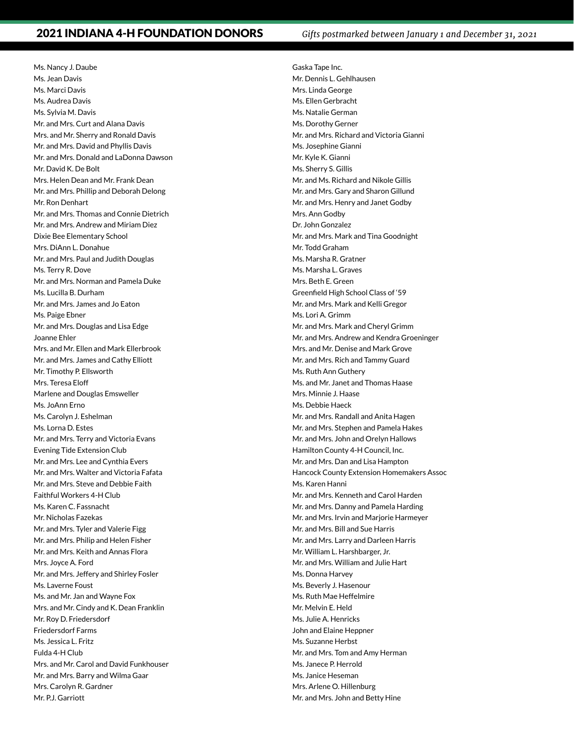Ms. Nancy J. Daube
Ms. Jean Davis
Ms. Marci Davis
Ms. Audrea Davis
Ms. Sylvia M. Davis
Mr. and Mrs. Curt and Alana Davis
Mrs. and Mr. Sherry and Ronald Davis
Mr. and Mrs. David and Phyllis Davis
Mr. and Mrs. Donald and LaDonna Dawson
Mr. David K. De Bolt
Mrs. Helen Dean and Mr. Frank Dean
Mr. and Mrs. Phillip and Deborah Delong
Mr. Ron Denhart
Mr. and Mrs. Thomas and Connie Dietrich
Mr. and Mrs. Andrew and Miriam Diez
Dixie Bee Elementary School
Mrs. DiAnn L. Donahue
Mr. and Mrs. Paul and Judith Douglas
Ms. Terry R. Dove
Mr. and Mrs. Norman and Pamela Duke
Ms. Lucilla B. Durham
Mr. and Mrs. James and Jo Eaton
Ms. Paige Ebner
Mr. and Mrs. Douglas and Lisa Edge
Joanne Ehler
Mrs. and Mr. Ellen and Mark Ellerbrook
Mr. and Mrs. James and Cathy Elliott
Mr. Timothy P. Ellsworth
Mrs. Teresa Eloff
Marlene and Douglas Emsweller
Ms. JoAnn Erno
Ms. Carolyn J. Eshelman
Ms. Lorna D. Estes
Mr. and Mrs. Terry and Victoria Evans
Evening Tide Extension Club
Mr. and Mrs. Lee and Cynthia Evers
Mr. and Mrs. Walter and Victoria Fafata
Mr. and Mrs. Steve and Debbie Faith
Faithful Workers 4-H Club
Ms. Karen C. Fassnacht
Mr. Nicholas Fazekas
Mr. and Mrs. Tyler and Valerie Figg
Mr. and Mrs. Philip and Helen Fisher
Mr. and Mrs. Keith and Annas Flora
Mrs. Joyce A. Ford
Mr. and Mrs. Jeffery and Shirley Fosler
Ms. Laverne Foust
Ms. and Mr. Jan and Wayne Fox
Mrs. and Mr. Cindy and K. Dean Franklin
Mr. Roy D. Friedersdorf
Friedersdorf Farms
Ms. Jessica L. Fritz
Fulda 4-H Club
Mrs. and Mr. Carol and David Funkhouser
Mr. and Mrs. Barry and Wilma Gaar
Mrs. Carolyn R. Gardner
Mr. P.J. Garriott
Gaska Tape Inc.
Mr. Dennis L. Gehlhausen
Mrs. Linda George
Ms. Ellen Gerbracht
Ms. Natalie German
Ms. Dorothy Gerner
Mr. and Mrs. Richard and Victoria Gianni
Ms. Josephine Gianni
Mr. Kyle K. Gianni
Ms. Sherry S. Gillis
Mr. and Ms. Richard and Nikole Gillis
Mr. and Mrs. Gary and Sharon Gillund
Mr. and Mrs. Henry and Janet Godby
Mrs. Ann Godby
Dr. John Gonzalez
Mr. and Mrs. Mark and Tina Goodnight
Mr. Todd Graham
Ms. Marsha R. Gratner
Ms. Marsha L. Graves
Mrs. Beth E. Green
Greenfield High School Class of '59
Mr. and Mrs. Mark and Kelli Gregor
Ms. Lori A. Grimm
Mr. and Mrs. Mark and Cheryl Grimm
Mr. and Mrs. Andrew and Kendra Groeninger
Mrs. and Mr. Denise and Mark Grove
Mr. and Mrs. Rich and Tammy Guard
Ms. Ruth Ann Guthery
Ms. and Mr. Janet and Thomas Haase
Mrs. Minnie J. Haase
Ms. Debbie Haeck
Mr. and Mrs. Randall and Anita Hagen
Mr. and Mrs. Stephen and Pamela Hakes
Mr. and Mrs. John and Orelyn Hallows
Hamilton County 4-H Council, Inc.
Mr. and Mrs. Dan and Lisa Hampton
Hancock County Extension Homemakers Assoc
Ms. Karen Hanni
Mr. and Mrs. Kenneth and Carol Harden
Mr. and Mrs. Danny and Pamela Harding
Mr. and Mrs. Irvin and Marjorie Harmeyer
Mr. and Mrs. Bill and Sue Harris
Mr. and Mrs. Larry and Darleen Harris
Mr. William L. Harshbarger, Jr.
Mr. and Mrs. William and Julie Hart
Ms. Donna Harvey
Ms. Beverly J. Hasenour
Ms. Ruth Mae Heffelmire
Mr. Melvin E. Held
Ms. Julie A. Henricks
John and Elaine Heppner
Ms. Suzanne Herbst
Mr. and Mrs. Tom and Amy Herman
Ms. Janece P. Herrold
Ms. Janice Heseman
Mrs. Arlene O. Hillenburg
Mr. and Mrs. John and Betty Hine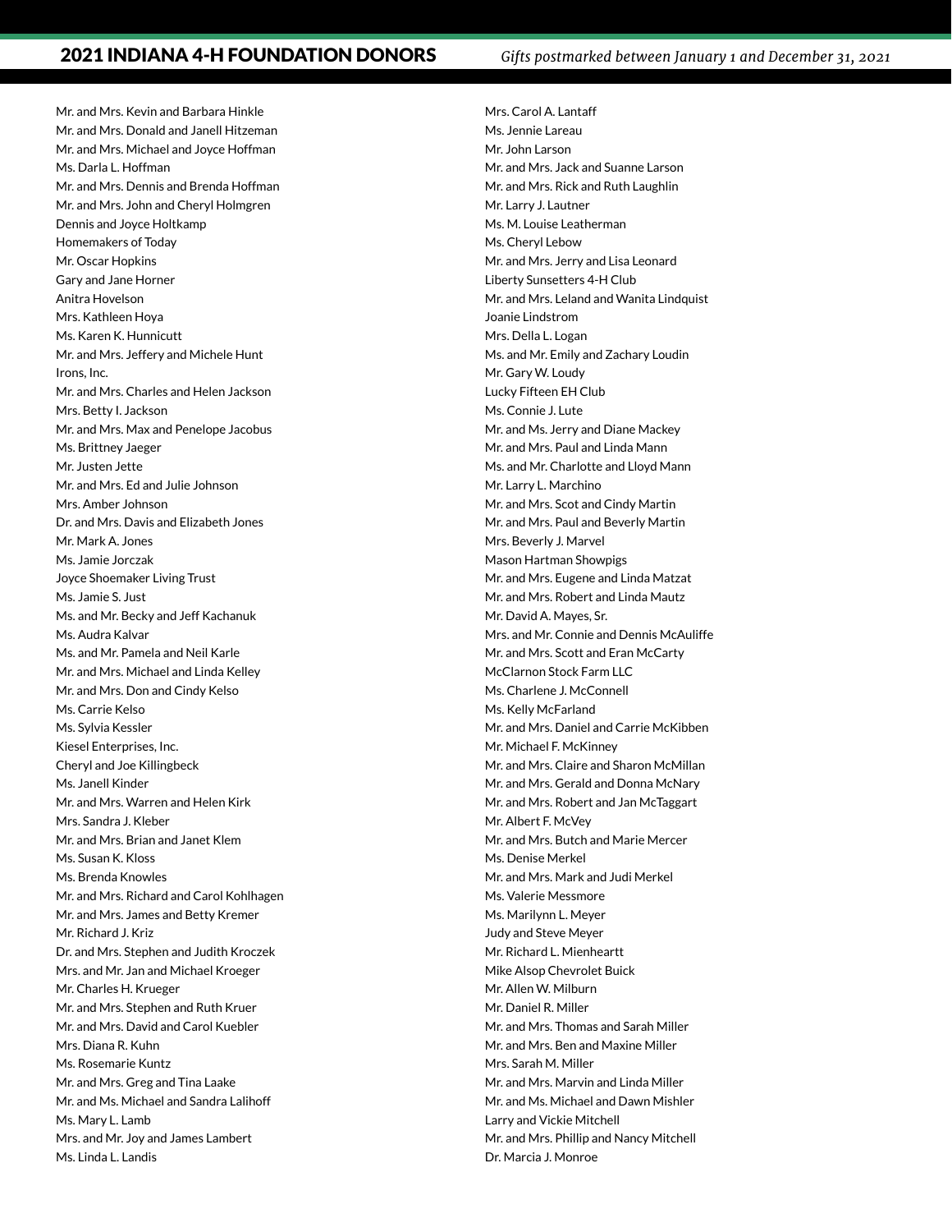Mr. and Mrs. Kevin and Barbara Hinkle
Mr. and Mrs. Donald and Janell Hitzeman
Mr. and Mrs. Michael and Joyce Hoffman
Ms. Darla L. Hoffman
Mr. and Mrs. Dennis and Brenda Hoffman
Mr. and Mrs. John and Cheryl Holmgren
Dennis and Joyce Holtkamp
Homemakers of Today
Mr. Oscar Hopkins
Gary and Jane Horner
Anitra Hovelson
Mrs. Kathleen Hoya
Ms. Karen K. Hunnicutt
Mr. and Mrs. Jeffery and Michele Hunt
Irons, Inc.
Mr. and Mrs. Charles and Helen Jackson
Mrs. Betty I. Jackson
Mr. and Mrs. Max and Penelope Jacobus
Ms. Brittney Jaeger
Mr. Justen Jette
Mr. and Mrs. Ed and Julie Johnson
Mrs. Amber Johnson
Dr. and Mrs. Davis and Elizabeth Jones
Mr. Mark A. Jones
Ms. Jamie Jorczak
Joyce Shoemaker Living Trust
Ms. Jamie S. Just
Ms. and Mr. Becky and Jeff Kachanuk
Ms. Audra Kalvar
Ms. and Mr. Pamela and Neil Karle
Mr. and Mrs. Michael and Linda Kelley
Mr. and Mrs. Don and Cindy Kelso
Ms. Carrie Kelso
Ms. Sylvia Kessler
Kiesel Enterprises, Inc.
Cheryl and Joe Killingbeck
Ms. Janell Kinder
Mr. and Mrs. Warren and Helen Kirk
Mrs. Sandra J. Kleber
Mr. and Mrs. Brian and Janet Klem
Ms. Susan K. Kloss
Ms. Brenda Knowles
Mr. and Mrs. Richard and Carol Kohlhagen
Mr. and Mrs. James and Betty Kremer
Mr. Richard J. Kriz
Dr. and Mrs. Stephen and Judith Kroczek
Mrs. and Mr. Jan and Michael Kroeger
Mr. Charles H. Krueger
Mr. and Mrs. Stephen and Ruth Kruer
Mr. and Mrs. David and Carol Kuebler
Mrs. Diana R. Kuhn
Ms. Rosemarie Kuntz
Mr. and Mrs. Greg and Tina Laake
Mr. and Ms. Michael and Sandra Lalihoff
Ms. Mary L. Lamb
Mrs. and Mr. Joy and James Lambert
Ms. Linda L. Landis
Mrs. Carol A. Lantaff
Ms. Jennie Lareau
Mr. John Larson
Mr. and Mrs. Jack and Suanne Larson
Mr. and Mrs. Rick and Ruth Laughlin
Mr. Larry J. Lautner
Ms. M. Louise Leatherman
Ms. Cheryl Lebow
Mr. and Mrs. Jerry and Lisa Leonard
Liberty Sunsetters 4-H Club
Mr. and Mrs. Leland and Wanita Lindquist
Joanie Lindstrom
Mrs. Della L. Logan
Ms. and Mr. Emily and Zachary Loudin
Mr. Gary W. Loudy
Lucky Fifteen EH Club
Ms. Connie J. Lute
Mr. and Ms. Jerry and Diane Mackey
Mr. and Mrs. Paul and Linda Mann
Ms. and Mr. Charlotte and Lloyd Mann
Mr. Larry L. Marchino
Mr. and Mrs. Scot and Cindy Martin
Mr. and Mrs. Paul and Beverly Martin
Mrs. Beverly J. Marvel
Mason Hartman Showpigs
Mr. and Mrs. Eugene and Linda Matzat
Mr. and Mrs. Robert and Linda Mautz
Mr. David A. Mayes, Sr.
Mrs. and Mr. Connie and Dennis McAuliffe
Mr. and Mrs. Scott and Eran McCarty
McClarnon Stock Farm LLC
Ms. Charlene J. McConnell
Ms. Kelly McFarland
Mr. and Mrs. Daniel and Carrie McKibben
Mr. Michael F. McKinney
Mr. and Mrs. Claire and Sharon McMillan
Mr. and Mrs. Gerald and Donna McNary
Mr. and Mrs. Robert and Jan McTaggart
Mr. Albert F. McVey
Mr. and Mrs. Butch and Marie Mercer
Ms. Denise Merkel
Mr. and Mrs. Mark and Judi Merkel
Ms. Valerie Messmore
Ms. Marilynn L. Meyer
Judy and Steve Meyer
Mr. Richard L. Mienheartt
Mike Alsop Chevrolet Buick
Mr. Allen W. Milburn
Mr. Daniel R. Miller
Mr. and Mrs. Thomas and Sarah Miller
Mr. and Mrs. Ben and Maxine Miller
Mrs. Sarah M. Miller
Mr. and Mrs. Marvin and Linda Miller
Mr. and Ms. Michael and Dawn Mishler
Larry and Vickie Mitchell
Mr. and Mrs. Phillip and Nancy Mitchell
Dr. Marcia J. Monroe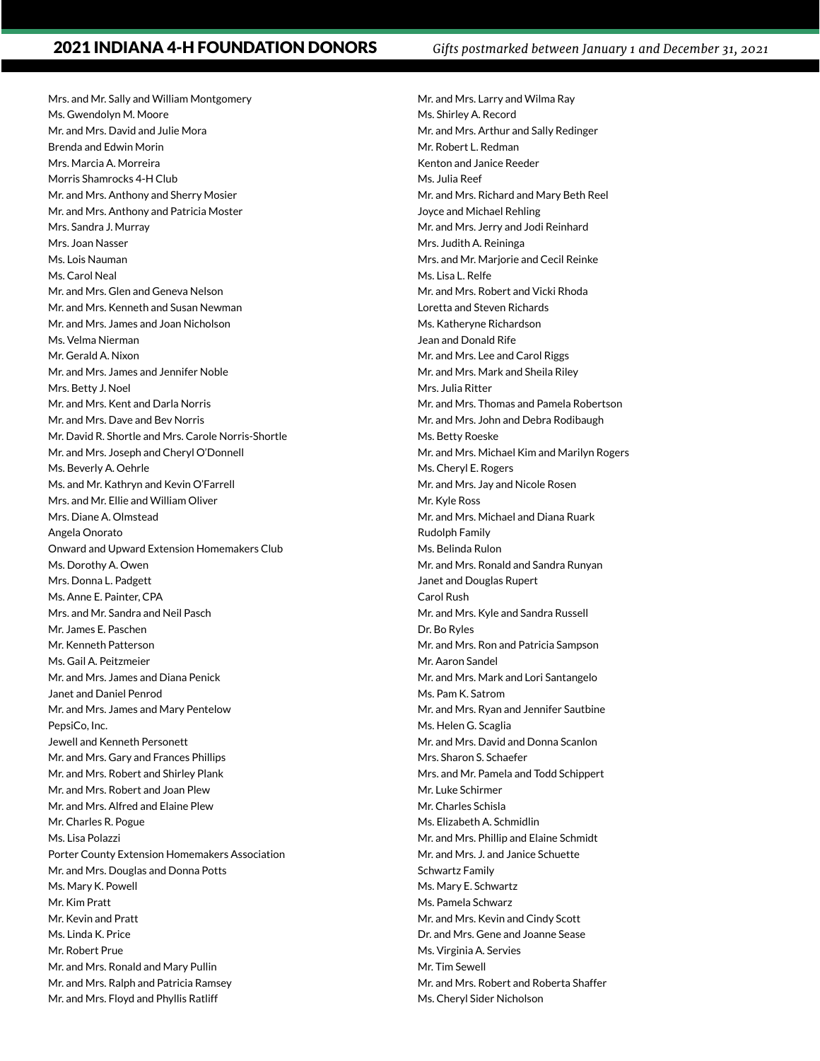Mrs. and Mr. Sally and William Montgomery
Ms. Gwendolyn M. Moore
Mr. and Mrs. David and Julie Mora
Brenda and Edwin Morin
Mrs. Marcia A. Morreira
Morris Shamrocks 4-H Club
Mr. and Mrs. Anthony and Sherry Mosier
Mr. and Mrs. Anthony and Patricia Moster
Mrs. Sandra J. Murray
Mrs. Joan Nasser
Ms. Lois Nauman
Ms. Carol Neal
Mr. and Mrs. Glen and Geneva Nelson
Mr. and Mrs. Kenneth and Susan Newman
Mr. and Mrs. James and Joan Nicholson
Ms. Velma Nierman
Mr. Gerald A. Nixon
Mr. and Mrs. James and Jennifer Noble
Mrs. Betty J. Noel
Mr. and Mrs. Kent and Darla Norris
Mr. and Mrs. Dave and Bev Norris
Mr. David R. Shortle and Mrs. Carole Norris-Shortle
Mr. and Mrs. Joseph and Cheryl O'Donnell
Ms. Beverly A. Oehrle
Ms. and Mr. Kathryn and Kevin O'Farrell
Mrs. and Mr. Ellie and William Oliver
Mrs. Diane A. Olmstead
Angela Onorato
Onward and Upward Extension Homemakers Club
Ms. Dorothy A. Owen
Mrs. Donna L. Padgett
Ms. Anne E. Painter, CPA
Mrs. and Mr. Sandra and Neil Pasch
Mr. James E. Paschen
Mr. Kenneth Patterson
Ms. Gail A. Peitzmeier
Mr. and Mrs. James and Diana Penick
Janet and Daniel Penrod
Mr. and Mrs. James and Mary Pentelow
PepsiCo, Inc.
Jewell and Kenneth Personett
Mr. and Mrs. Gary and Frances Phillips
Mr. and Mrs. Robert and Shirley Plank
Mr. and Mrs. Robert and Joan Plew
Mr. and Mrs. Alfred and Elaine Plew
Mr. Charles R. Pogue
Ms. Lisa Polazzi
Porter County Extension Homemakers Association
Mr. and Mrs. Douglas and Donna Potts
Ms. Mary K. Powell
Mr. Kim Pratt
Mr. Kevin and Pratt
Ms. Linda K. Price
Mr. Robert Prue
Mr. and Mrs. Ronald and Mary Pullin
Mr. and Mrs. Ralph and Patricia Ramsey
Mr. and Mrs. Floyd and Phyllis Ratliff
Mr. and Mrs. Larry and Wilma Ray
Ms. Shirley A. Record
Mr. and Mrs. Arthur and Sally Redinger
Mr. Robert L. Redman
Kenton and Janice Reeder
Ms. Julia Reef
Mr. and Mrs. Richard and Mary Beth Reel
Joyce and Michael Rehling
Mr. and Mrs. Jerry and Jodi Reinhard
Mrs. Judith A. Reininga
Mrs. and Mr. Marjorie and Cecil Reinke
Ms. Lisa L. Relfe
Mr. and Mrs. Robert and Vicki Rhoda
Loretta and Steven Richards
Ms. Katheryne Richardson
Jean and Donald Rife
Mr. and Mrs. Lee and Carol Riggs
Mr. and Mrs. Mark and Sheila Riley
Mrs. Julia Ritter
Mr. and Mrs. Thomas and Pamela Robertson
Mr. and Mrs. John and Debra Rodibaugh
Ms. Betty Roeske
Mr. and Mrs. Michael Kim and Marilyn Rogers
Ms. Cheryl E. Rogers
Mr. and Mrs. Jay and Nicole Rosen
Mr. Kyle Ross
Mr. and Mrs. Michael and Diana Ruark
Rudolph Family
Ms. Belinda Rulon
Mr. and Mrs. Ronald and Sandra Runyan
Janet and Douglas Rupert
Carol Rush
Mr. and Mrs. Kyle and Sandra Russell
Dr. Bo Ryles
Mr. and Mrs. Ron and Patricia Sampson
Mr. Aaron Sandel
Mr. and Mrs. Mark and Lori Santangelo
Ms. Pam K. Satrom
Mr. and Mrs. Ryan and Jennifer Sautbine
Ms. Helen G. Scaglia
Mr. and Mrs. David and Donna Scanlon
Mrs. Sharon S. Schaefer
Mrs. and Mr. Pamela and Todd Schippert
Mr. Luke Schirmer
Mr. Charles Schisla
Ms. Elizabeth A. Schmidlin
Mr. and Mrs. Phillip and Elaine Schmidt
Mr. and Mrs. J. and Janice Schuette
Schwartz Family
Ms. Mary E. Schwartz
Ms. Pamela Schwarz
Mr. and Mrs. Kevin and Cindy Scott
Dr. and Mrs. Gene and Joanne Sease
Ms. Virginia A. Servies
Mr. Tim Sewell
Mr. and Mrs. Robert and Roberta Shaffer
Ms. Cheryl Sider Nicholson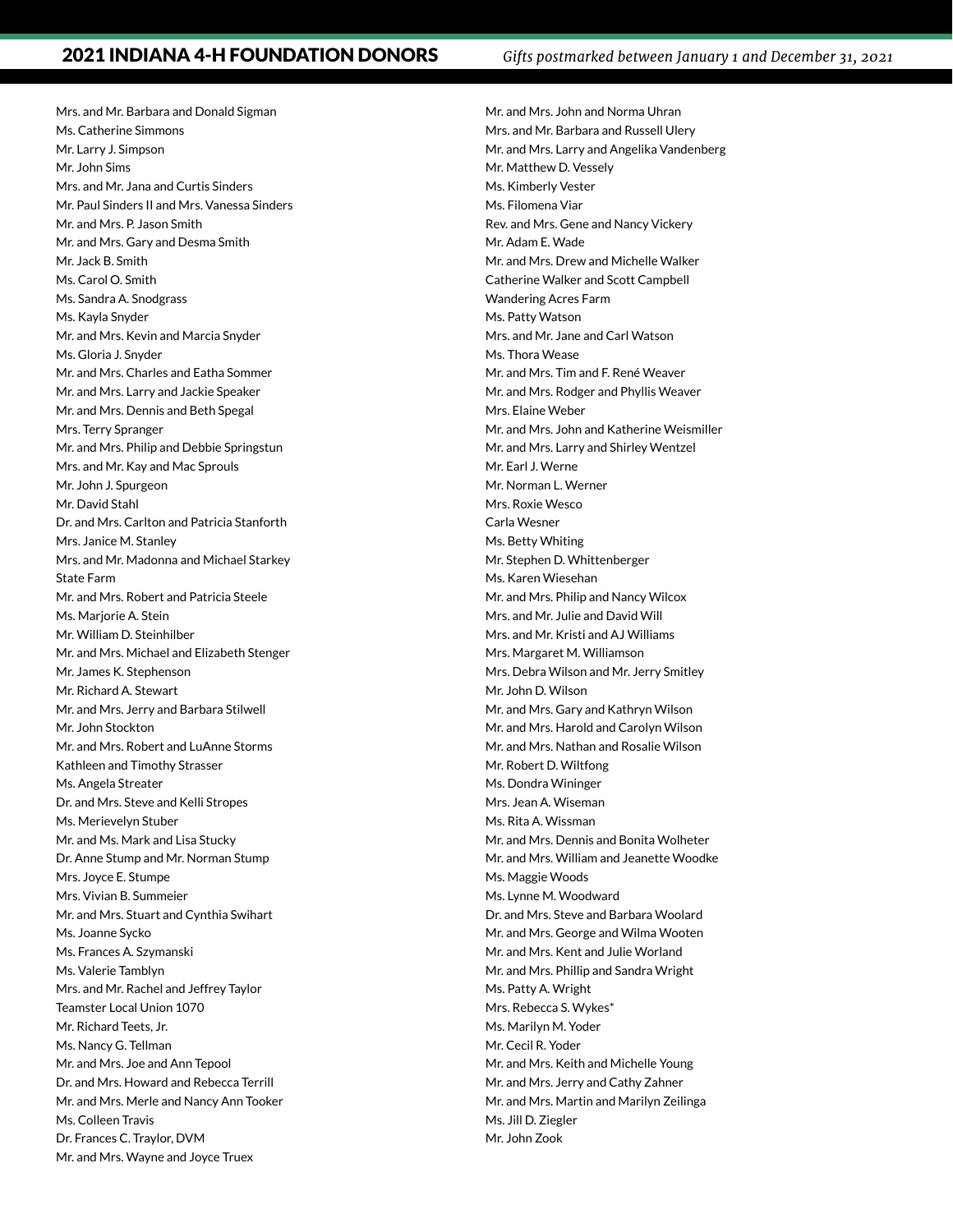# 2021 INDIANA 4-H FOUNDATION DONORS

*Gifts postmarked between January 1 and December 31, 2021*

Mrs. and Mr. Barbara and Donald Sigman
Ms. Catherine Simmons
Mr. Larry J. Simpson
Mr. John Sims
Mrs. and Mr. Jana and Curtis Sinders
Mr. Paul Sinders II and Mrs. Vanessa Sinders
Mr. and Mrs. P. Jason Smith
Mr. and Mrs. Gary and Desma Smith
Mr. Jack B. Smith
Ms. Carol O. Smith
Ms. Sandra A. Snodgrass
Ms. Kayla Snyder
Mr. and Mrs. Kevin and Marcia Snyder
Ms. Gloria J. Snyder
Mr. and Mrs. Charles and Eatha Sommer
Mr. and Mrs. Larry and Jackie Speaker
Mr. and Mrs. Dennis and Beth Spegal
Mrs. Terry Spranger
Mr. and Mrs. Philip and Debbie Springstun
Mrs. and Mr. Kay and Mac Sprouls
Mr. John J. Spurgeon
Mr. David Stahl
Dr. and Mrs. Carlton and Patricia Stanforth
Mrs. Janice M. Stanley
Mrs. and Mr. Madonna and Michael Starkey
State Farm
Mr. and Mrs. Robert and Patricia Steele
Ms. Marjorie A. Stein
Mr. William D. Steinhilber
Mr. and Mrs. Michael and Elizabeth Stenger
Mr. James K. Stephenson
Mr. Richard A. Stewart
Mr. and Mrs. Jerry and Barbara Stilwell
Mr. John Stockton
Mr. and Mrs. Robert and LuAnne Storms
Kathleen and Timothy Strasser
Ms. Angela Streater
Dr. and Mrs. Steve and Kelli Stropes
Ms. Merievelyn Stuber
Mr. and Ms. Mark and Lisa Stucky
Dr. Anne Stump and Mr. Norman Stump
Mrs. Joyce E. Stumpe
Mrs. Vivian B. Summeier
Mr. and Mrs. Stuart and Cynthia Swihart
Ms. Joanne Sycko
Ms. Frances A. Szymanski
Ms. Valerie Tamblyn
Mrs. and Mr. Rachel and Jeffrey Taylor
Teamster Local Union 1070
Mr. Richard Teets, Jr.
Ms. Nancy G. Tellman
Mr. and Mrs. Joe and Ann Tepool
Dr. and Mrs. Howard and Rebecca Terrill
Mr. and Mrs. Merle and Nancy Ann Tooker
Ms. Colleen Travis
Dr. Frances C. Traylor, DVM
Mr. and Mrs. Wayne and Joyce Truex
Mr. and Mrs. John and Norma Uhran
Mrs. and Mr. Barbara and Russell Ulery
Mr. and Mrs. Larry and Angelika Vandenberg
Mr. Matthew D. Vessely
Ms. Kimberly Vester
Ms. Filomena Viar
Rev. and Mrs. Gene and Nancy Vickery
Mr. Adam E. Wade
Mr. and Mrs. Drew and Michelle Walker
Catherine Walker and Scott Campbell
Wandering Acres Farm
Ms. Patty Watson
Mrs. and Mr. Jane and Carl Watson
Ms. Thora Wease
Mr. and Mrs. Tim and F. René Weaver
Mr. and Mrs. Rodger and Phyllis Weaver
Mrs. Elaine Weber
Mr. and Mrs. John and Katherine Weismiller
Mr. and Mrs. Larry and Shirley Wentzel
Mr. Earl J. Werne
Mr. Norman L. Werner
Mrs. Roxie Wesco
Carla Wesner
Ms. Betty Whiting
Mr. Stephen D. Whittenberger
Ms. Karen Wiesehan
Mr. and Mrs. Philip and Nancy Wilcox
Mrs. and Mr. Julie and David Will
Mrs. and Mr. Kristi and AJ Williams
Mrs. Margaret M. Williamson
Mrs. Debra Wilson and Mr. Jerry Smitley
Mr. John D. Wilson
Mr. and Mrs. Gary and Kathryn Wilson
Mr. and Mrs. Harold and Carolyn Wilson
Mr. and Mrs. Nathan and Rosalie Wilson
Mr. Robert D. Wiltfong
Ms. Dondra Wininger
Mrs. Jean A. Wiseman
Ms. Rita A. Wissman
Mr. and Mrs. Dennis and Bonita Wolheter
Mr. and Mrs. William and Jeanette Woodke
Ms. Maggie Woods
Ms. Lynne M. Woodward
Dr. and Mrs. Steve and Barbara Woolard
Mr. and Mrs. George and Wilma Wooten
Mr. and Mrs. Kent and Julie Worland
Mr. and Mrs. Phillip and Sandra Wright
Ms. Patty A. Wright
Mrs. Rebecca S. Wykes*
Ms. Marilyn M. Yoder
Mr. Cecil R. Yoder
Mr. and Mrs. Keith and Michelle Young
Mr. and Mrs. Jerry and Cathy Zahner
Mr. and Mrs. Martin and Marilyn Zeilinga
Ms. Jill D. Ziegler
Mr. John Zook